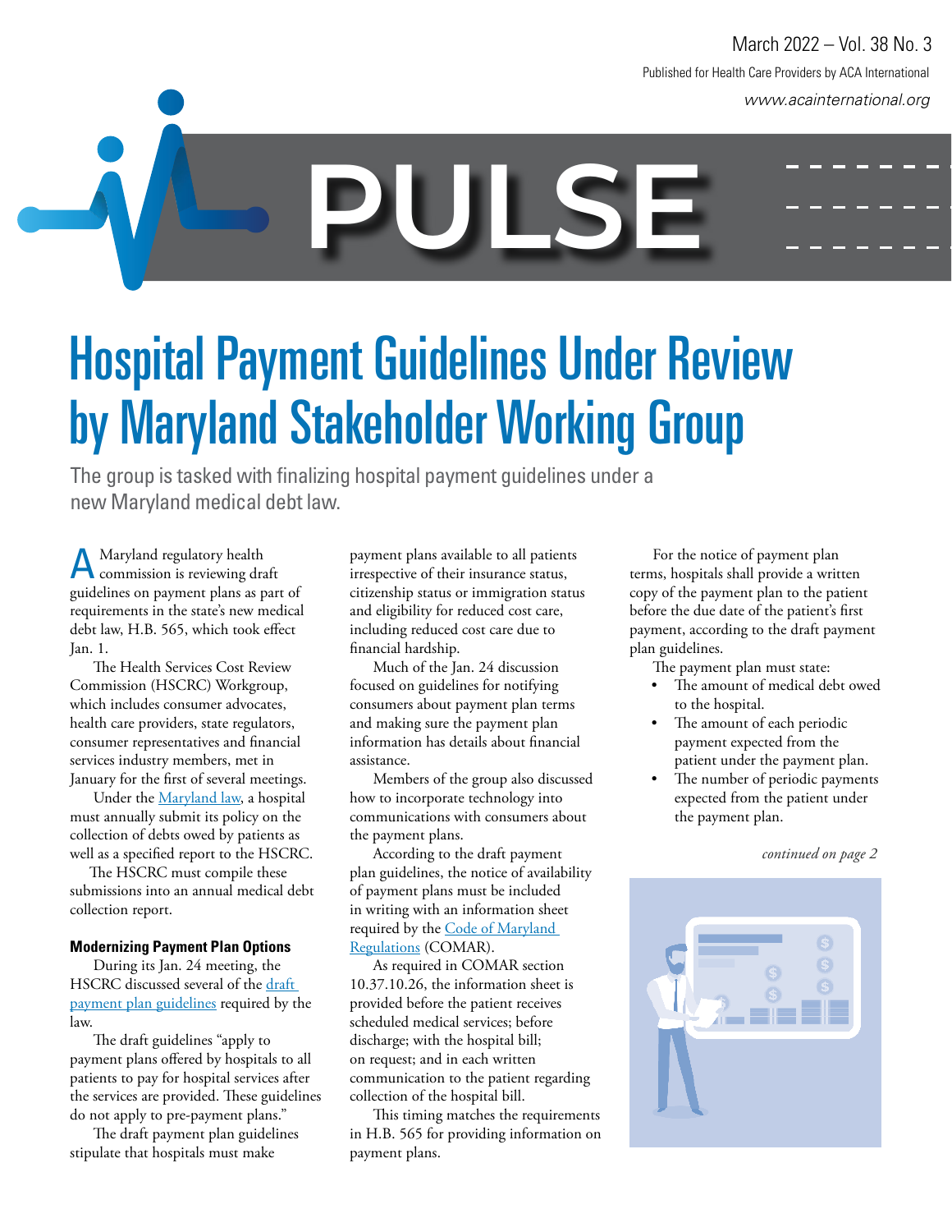March 2022 – Vol. 38 No. 3

Published for Health Care Providers by ACA International

www.acainternational.org

# PULSE

# Hospital Payment Guidelines Under Review by Maryland Stakeholder Working Group

The group is tasked with finalizing hospital payment guidelines under a new Maryland medical debt law.

A Maryland regulatory health commission is reviewing draft guidelines on payment plans as part of requirements in the state's new medical debt law, H.B. 565, which took effect Jan. 1.

The Health Services Cost Review Commission (HSCRC) Workgroup, which includes consumer advocates, health care providers, state regulators, consumer representatives and financial services industry members, met in January for the first of several meetings.

Under the Maryland law, a hospital must annually submit its policy on the collection of debts owed by patients as well as a specified report to the HSCRC.

The HSCRC must compile these submissions into an annual medical debt collection report.

### Modernizing Payment Plan Options

During its Jan. 24 meeting, the HSCRC discussed several of the draft payment plan guidelines required by the law.

The draft guidelines "apply to payment plans offered by hospitals to all patients to pay for hospital services after the services are provided. These guidelines do not apply to pre-payment plans."

The draft payment plan guidelines stipulate that hospitals must make payment plans available to all patients irrespective of their insurance status, citizenship status or immigration status and eligibility for reduced cost care, including reduced cost care due to financial hardship.

Much of the Jan. 24 discussion focused on guidelines for notifying consumers about payment plan terms and making sure the payment plan information has details about financial assistance.

Members of the group also discussed how to incorporate technology into communications with consumers about the payment plans.

According to the draft payment plan guidelines, the notice of availability of payment plans must be included in writing with an information sheet required by the Code of Maryland Regulations (COMAR).

As required in COMAR section 10.37.10.26, the information sheet is provided before the patient receives scheduled medical services; before discharge; with the hospital bill; on request; and in each written communication to the patient regarding collection of the hospital bill.

This timing matches the requirements in H.B. 565 for providing information on payment plans.

For the notice of payment plan terms, hospitals shall provide a written copy of the payment plan to the patient before the due date of the patient's first payment, according to the draft payment plan guidelines.

The payment plan must state:

- The amount of medical debt owed to the hospital.
- The amount of each periodic payment expected from the patient under the payment plan.
- The number of periodic payments expected from the patient under the payment plan.

*continued on page 2*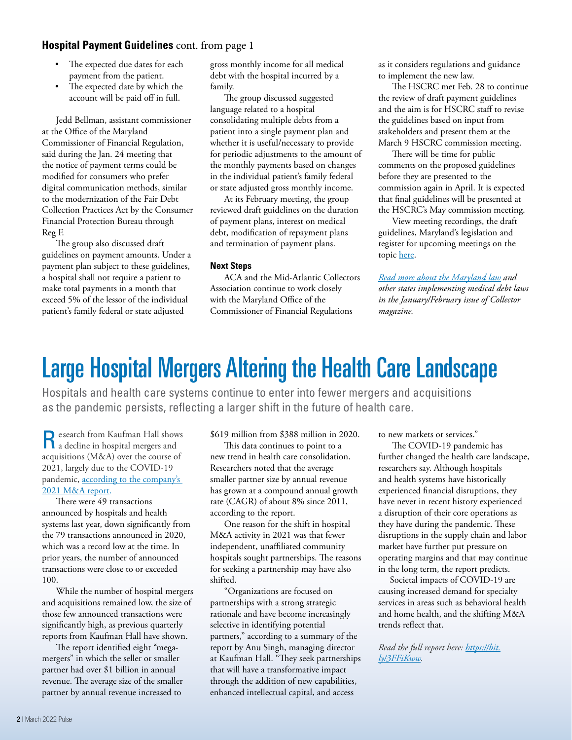**Hospital Payment Guidelines** cont. from page 1

- The expected due dates for each payment from the patient.
- The expected date by which the account will be paid off in full.

Jedd Bellman, assistant commissioner at the Office of the Maryland Commissioner of Financial Regulation, said during the Jan. 24 meeting that the notice of payment terms could be modified for consumers who prefer digital communication methods, similar to the modernization of the Fair Debt Collection Practices Act by the Consumer Financial Protection Bureau through Reg F.

The group also discussed draft guidelines on payment amounts. Under a payment plan subject to these guidelines, a hospital shall not require a patient to make total payments in a month that exceed 5% of the lessor of the individual patient's family federal or state adjusted gross monthly income for all medical debt with the hospital incurred by a family.

The group discussed suggested language related to a hospital consolidating multiple debts from a patient into a single payment plan and whether it is useful/necessary to provide for periodic adjustments to the amount of the monthly payments based on changes in the individual patient's family federal or state adjusted gross monthly income.

At its February meeting, the group reviewed draft guidelines on the duration of payment plans, interest on medical debt, modification of repayment plans and termination of payment plans.

**Next Steps**

ACA and the Mid-Atlantic Collectors Association continue to work closely with the Maryland Office of the Commissioner of Financial Regulations as it considers regulations and guidance to implement the new law.

The HSCRC met Feb. 28 to continue the review of draft payment guidelines and the aim is for HSCRC staff to revise the guidelines based on input from stakeholders and present them at the March 9 HSCRC commission meeting.

There will be time for public comments on the proposed guidelines before they are presented to the commission again in April. It is expected that final guidelines will be presented at the HSCRC's May commission meeting.

View meeting recordings, the draft guidelines, Maryland's legislation and register for upcoming meetings on the topic here.

*Read more about the Maryland law and other states implementing medical debt laws in the January/February issue of Collector magazine.*

# Large Hospital Mergers Altering the Health Care Landscape

Hospitals and health care systems continue to enter into fewer mergers and acquisitions as the pandemic persists, reflecting a larger shift in the future of health care.

Research from Kaufman Hall shows a decline in hospital mergers and acquisitions (M&A) over the course of 2021, largely due to the COVID-19 pandemic, according to the company's 2021 M&A report.

There were 49 transactions announced by hospitals and health systems last year, down significantly from the 79 transactions announced in 2020, which was a record low at the time. In prior years, the number of announced transactions were close to or exceeded 100.

While the number of hospital mergers and acquisitions remained low, the size of those few announced transactions were significantly high, as previous quarterly reports from Kaufman Hall have shown.

The report identified eight "mega-mergers" in which the seller or smaller partner had over $1 billion in annual revenue. The average size of the smaller partner by annual revenue increased to $619 million from $388 million in 2020.

This data continues to point to a new trend in health care consolidation. Researchers noted that the average smaller partner size by annual revenue has grown at a compound annual growth rate (CAGR) of about 8% since 2011, according to the report.

One reason for the shift in hospital M&A activity in 2021 was that fewer independent, unaffiliated community hospitals sought partnerships. The reasons for seeking a partnership may have also shifted.

"Organizations are focused on partnerships with a strong strategic rationale and have become increasingly selective in identifying potential partners," according to a summary of the report by Anu Singh, managing director at Kaufman Hall. "They seek partnerships that will have a transformative impact through the addition of new capabilities, enhanced intellectual capital, and access to new markets or services."

The COVID-19 pandemic has further changed the health care landscape, researchers say. Although hospitals and health systems have historically experienced financial disruptions, they have never in recent history experienced a disruption of their core operations as they have during the pandemic. These disruptions in the supply chain and labor market have further put pressure on operating margins and that may continue in the long term, the report predicts.

Societal impacts of COVID-19 are causing increased demand for specialty services in areas such as behavioral health and home health, and the shifting M&A trends reflect that.

*Read the full report here: https://bit.ly/3FFiKww.*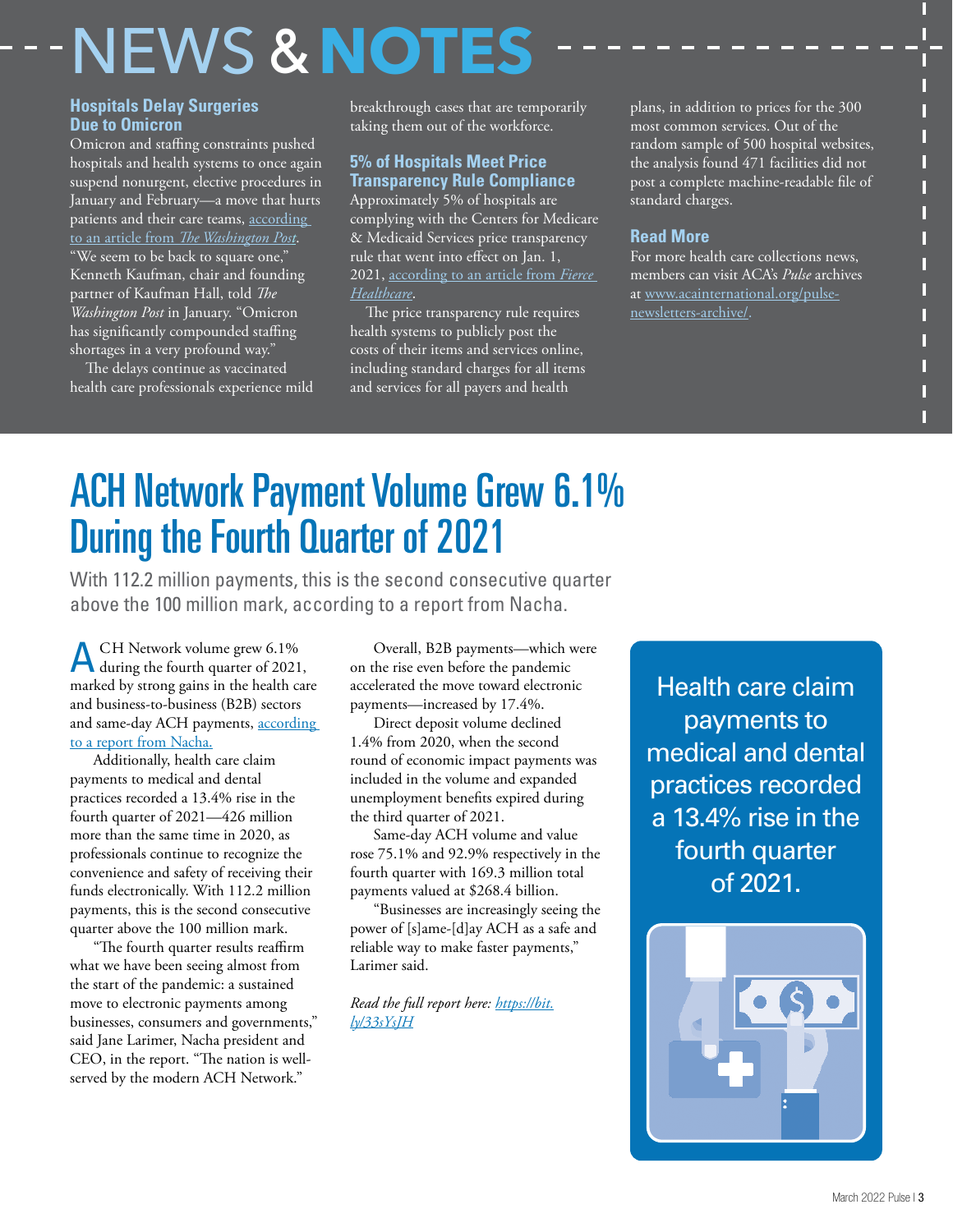# NEWS & NOTES

### Hospitals Delay Surgeries Due to Omicron

Omicron and staffing constraints pushed hospitals and health systems to once again suspend nonurgent, elective procedures in January and February—a move that hurts patients and their care teams, according to an article from *The Washington Post*.

"We seem to be back to square one," Kenneth Kaufman, chair and founding partner of Kaufman Hall, told *The Washington Post* in January. "Omicron has significantly compounded staffing shortages in a very profound way."

The delays continue as vaccinated health care professionals experience mild breakthrough cases that are temporarily taking them out of the workforce.

### 5% of Hospitals Meet Price Transparency Rule Compliance

Approximately 5% of hospitals are complying with the Centers for Medicare & Medicaid Services price transparency rule that went into effect on Jan. 1, 2021, according to an article from *Fierce Healthcare*.

The price transparency rule requires health systems to publicly post the costs of their items and services online, including standard charges for all items and services for all payers and health plans, in addition to prices for the 300 most common services. Out of the random sample of 500 hospital websites, the analysis found 471 facilities did not post a complete machine-readable file of standard charges.

### Read More

For more health care collections news, members can visit ACA's *Pulse* archives at www.acainternational.org/pulse-newsletters-archive/.

# ACH Network Payment Volume Grew 6.1% During the Fourth Quarter of 2021

With 112.2 million payments, this is the second consecutive quarter above the 100 million mark, according to a report from Nacha.

ACH Network volume grew 6.1% during the fourth quarter of 2021, marked by strong gains in the health care and business-to-business (B2B) sectors and same-day ACH payments, according to a report from Nacha.

Additionally, health care claim payments to medical and dental practices recorded a 13.4% rise in the fourth quarter of 2021—426 million more than the same time in 2020, as professionals continue to recognize the convenience and safety of receiving their funds electronically. With 112.2 million payments, this is the second consecutive quarter above the 100 million mark.

"The fourth quarter results reaffirm what we have been seeing almost from the start of the pandemic: a sustained move to electronic payments among businesses, consumers and governments," said Jane Larimer, Nacha president and CEO, in the report. "The nation is well-served by the modern ACH Network."

Overall, B2B payments—which were on the rise even before the pandemic accelerated the move toward electronic payments—increased by 17.4%.

Direct deposit volume declined 1.4% from 2020, when the second round of economic impact payments was included in the volume and expanded unemployment benefits expired during the third quarter of 2021.

Same-day ACH volume and value rose 75.1% and 92.9% respectively in the fourth quarter with 169.3 million total payments valued at $268.4 billion.

"Businesses are increasingly seeing the power of [s]ame-[d]ay ACH as a safe and reliable way to make faster payments," Larimer said.

*Read the full report here: https://bit.ly/33sYsJH*

Health care claim payments to medical and dental practices recorded a 13.4% rise in the fourth quarter of 2021.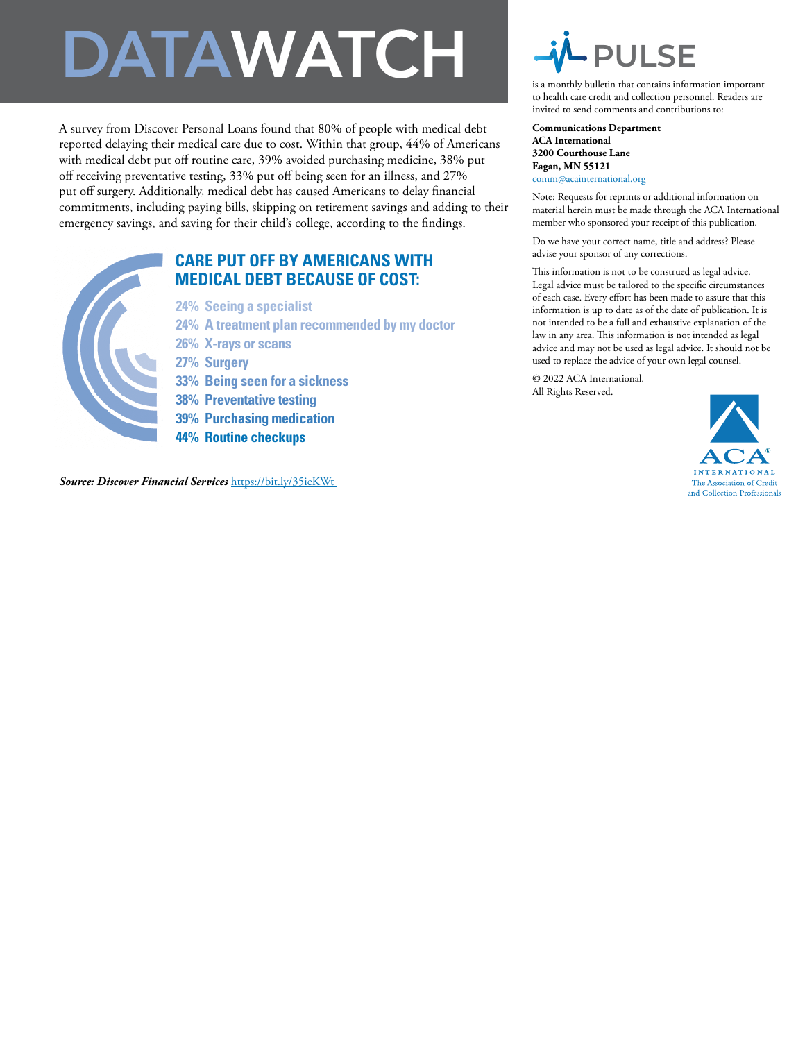# DATAWATCH

A survey from Discover Personal Loans found that 80% of people with medical debt reported delaying their medical care due to cost. Within that group, 44% of Americans with medical debt put off routine care, 39% avoided purchasing medicine, 38% put off receiving preventative testing, 33% put off being seen for an illness, and 27% put off surgery. Additionally, medical debt has caused Americans to delay financial commitments, including paying bills, skipping on retirement savings and adding to their emergency savings, and saving for their child's college, according to the findings.

## CARE PUT OFF BY AMERICANS WITH MEDICAL DEBT BECAUSE OF COST:

24% Seeing a specialist

24% A treatment plan recommended by my doctor

26% X-rays or scans

27% Surgery

33% Being seen for a sickness

38% Preventative testing

39% Purchasing medication

44% Routine checkups

***Source: Discover Financial Services*** https://bit.ly/35ieKWt

# PULSE

is a monthly bulletin that contains information important to health care credit and collection personnel. Readers are invited to send comments and contributions to:

**Communications Department**
**ACA International**
**3200 Courthouse Lane**
**Eagan, MN 55121**
comm@acainternational.org

Note: Requests for reprints or additional information on material herein must be made through the ACA International member who sponsored your receipt of this publication.

Do we have your correct name, title and address? Please advise your sponsor of any corrections.

This information is not to be construed as legal advice. Legal advice must be tailored to the specific circumstances of each case. Every effort has been made to assure that this information is up to date as of the date of publication. It is not intended to be a full and exhaustive explanation of the law in any area. This information is not intended as legal advice and may not be used as legal advice. It should not be used to replace the advice of your own legal counsel.

© 2022 ACA International.
All Rights Reserved.

ACA® INTERNATIONAL
The Association of Credit and Collection Professionals